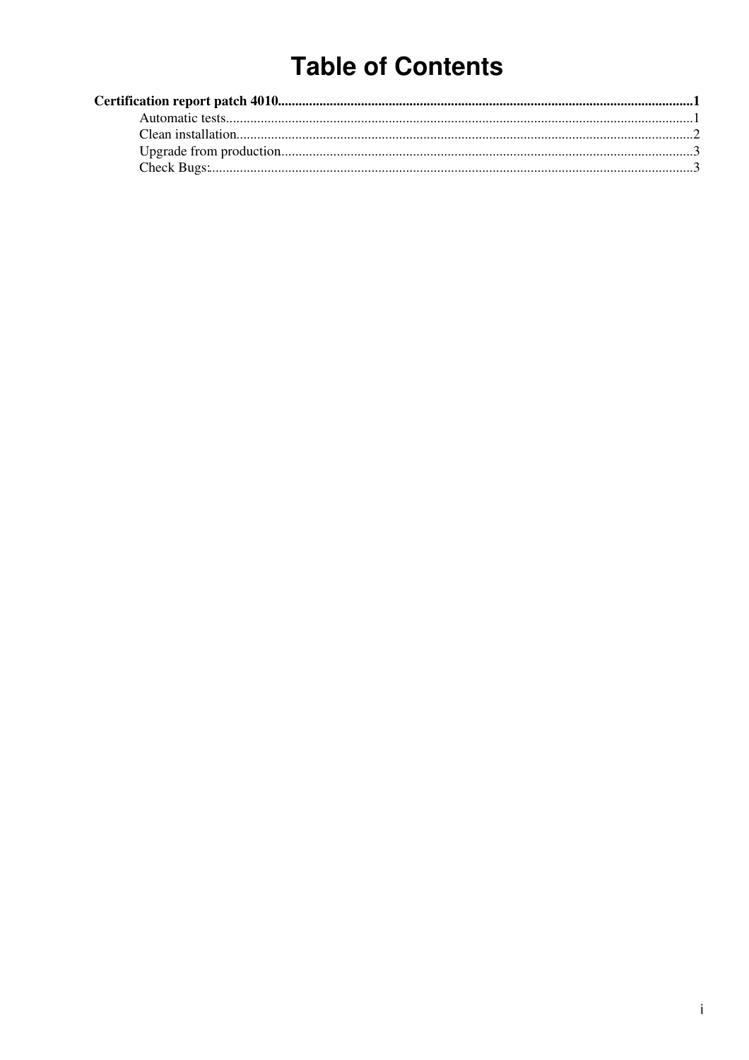# Table of Contents

**Certification report patch 4010**......................................................................................................................**1**

- Automatic tests......................................................................................................................1
- Clean installation....................................................................................................................2
- Upgrade from production.......................................................................................................3
- Check Bugs:...........................................................................................................................3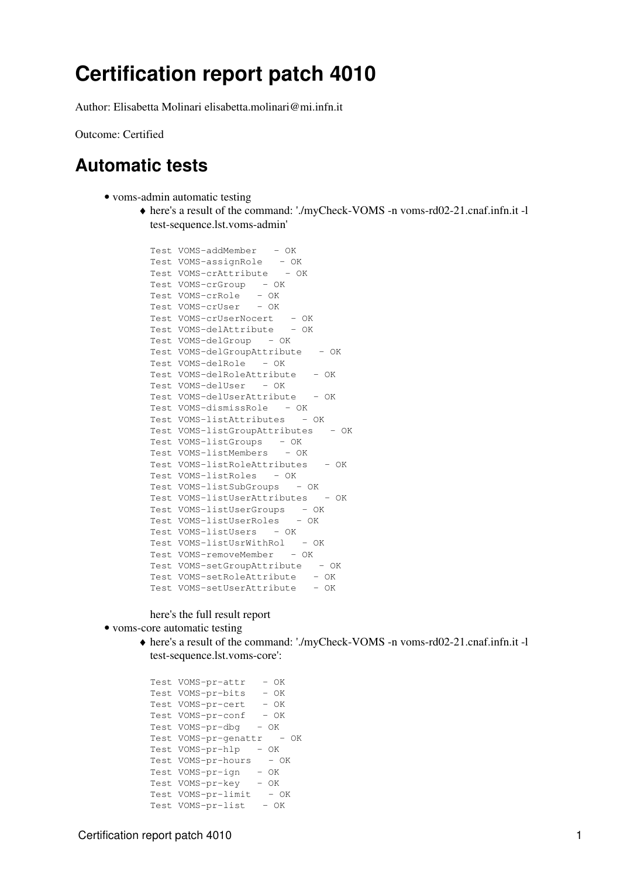# Certification report patch 4010

Author: Elisabetta Molinari elisabetta.molinari@mi.infn.it

Outcome: Certified

## Automatic tests

- voms-admin automatic testing
    - here's a result of the command: './myCheck-VOMS -n voms-rd02-21.cnaf.infn.it -l test-sequence.lst.voms-admin'

    ```
    Test VOMS-addMember   - OK
    Test VOMS-assignRole   - OK
    Test VOMS-crAttribute   - OK
    Test VOMS-crGroup   - OK
    Test VOMS-crRole   - OK
    Test VOMS-crUser   - OK
    Test VOMS-crUserNocert   - OK
    Test VOMS-delAttribute   - OK
    Test VOMS-delGroup   - OK
    Test VOMS-delGroupAttribute   - OK
    Test VOMS-delRole   - OK
    Test VOMS-delRoleAttribute   - OK
    Test VOMS-delUser   - OK
    Test VOMS-delUserAttribute   - OK
    Test VOMS-dismissRole   - OK
    Test VOMS-listAttributes   - OK
    Test VOMS-listGroupAttributes   - OK
    Test VOMS-listGroups   - OK
    Test VOMS-listMembers   - OK
    Test VOMS-listRoleAttributes   - OK
    Test VOMS-listRoles   - OK
    Test VOMS-listSubGroups   - OK
    Test VOMS-listUserAttributes   - OK
    Test VOMS-listUserGroups   - OK
    Test VOMS-listUserRoles   - OK
    Test VOMS-listUsers   - OK
    Test VOMS-listUsrWithRol   - OK
    Test VOMS-removeMember   - OK
    Test VOMS-setGroupAttribute   - OK
    Test VOMS-setRoleAttribute   - OK
    Test VOMS-setUserAttribute   - OK
    ```

    here's the full result report
- voms-core automatic testing
    - here's a result of the command: './myCheck-VOMS -n voms-rd02-21.cnaf.infn.it -l test-sequence.lst.voms-core':

    ```
    Test VOMS-pr-attr   - OK
    Test VOMS-pr-bits   - OK
    Test VOMS-pr-cert   - OK
    Test VOMS-pr-conf   - OK
    Test VOMS-pr-dbg   - OK
    Test VOMS-pr-genattr   - OK
    Test VOMS-pr-hlp   - OK
    Test VOMS-pr-hours   - OK
    Test VOMS-pr-ign   - OK
    Test VOMS-pr-key   - OK
    Test VOMS-pr-limit   - OK
    Test VOMS-pr-list   - OK
    ```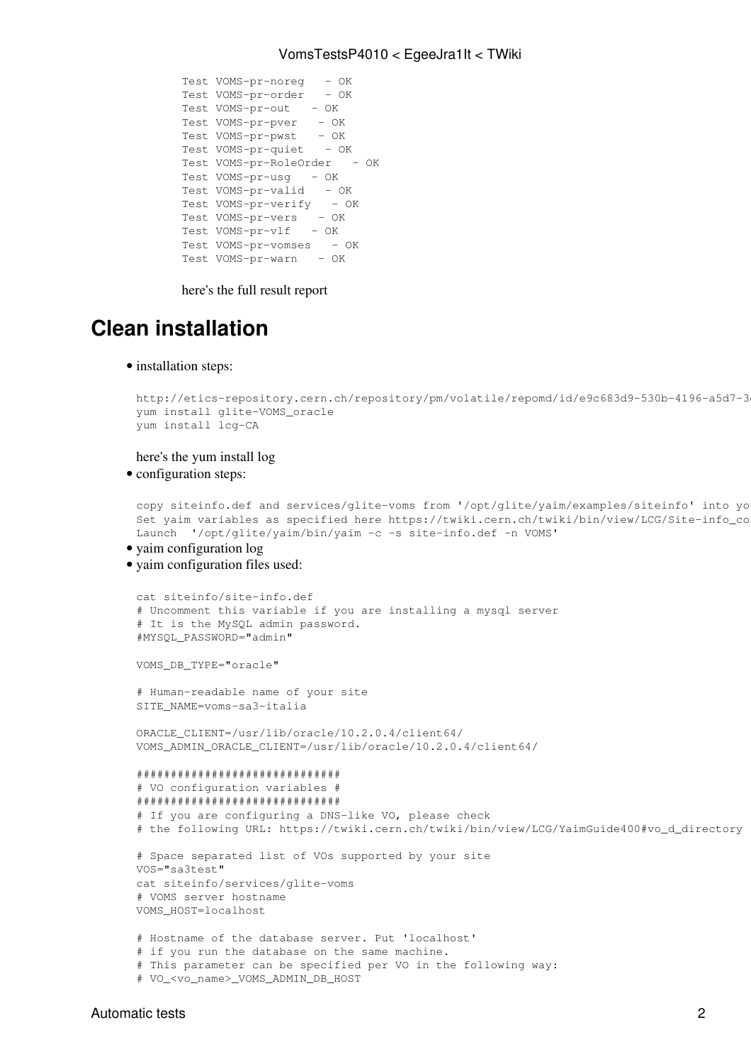```
Test VOMS-pr-noreg   - OK
Test VOMS-pr-order   - OK
Test VOMS-pr-out   - OK
Test VOMS-pr-pver   - OK
Test VOMS-pr-pwst   - OK
Test VOMS-pr-quiet   - OK
Test VOMS-pr-RoleOrder   - OK
Test VOMS-pr-usg   - OK
Test VOMS-pr-valid   - OK
Test VOMS-pr-verify   - OK
Test VOMS-pr-vers   - OK
Test VOMS-pr-vlf   - OK
Test VOMS-pr-vomses   - OK
Test VOMS-pr-warn   - OK
```

here's the full result report

# Clean installation

- installation steps:

```
http://etics-repository.cern.ch/repository/pm/volatile/repomd/id/e9c683d9-530b-4196-a5d7-3
yum install glite-VOMS_oracle
yum install lcg-CA
```

here's the yum install log

- configuration steps:

```
copy siteinfo.def and services/glite-voms from '/opt/glite/yaim/examples/siteinfo' into yo
Set yaim variables as specified here https://twiki.cern.ch/twiki/bin/view/LCG/Site-info_co
Launch  '/opt/glite/yaim/bin/yaim -c -s site-info.def -n VOMS'
```

- yaim configuration log
- yaim configuration files used:

```
cat siteinfo/site-info.def
# Uncomment this variable if you are installing a mysql server
# It is the MySQL admin password.
#MYSQL_PASSWORD="admin"

VOMS_DB_TYPE="oracle"

# Human-readable name of your site
SITE_NAME=voms-sa3-italia

ORACLE_CLIENT=/usr/lib/oracle/10.2.0.4/client64/
VOMS_ADMIN_ORACLE_CLIENT=/usr/lib/oracle/10.2.0.4/client64/

##############################
# VO configuration variables #
##############################
# If you are configuring a DNS-like VO, please check
# the following URL: https://twiki.cern.ch/twiki/bin/view/LCG/YaimGuide400#vo_d_directory

# Space separated list of VOs supported by your site
VOS="sa3test"
cat siteinfo/services/glite-voms
# VOMS server hostname
VOMS_HOST=localhost

# Hostname of the database server. Put 'localhost'
# if you run the database on the same machine.
# This parameter can be specified per VO in the following way:
# VO_<vo_name>_VOMS_ADMIN_DB_HOST
```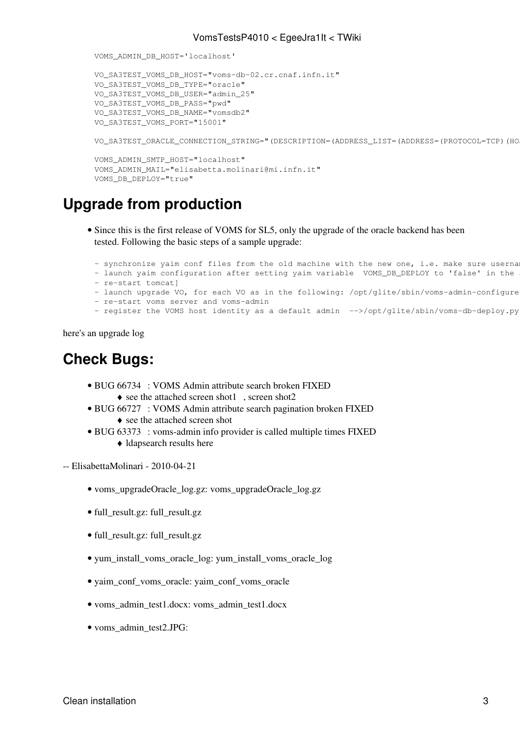```
VOMS_ADMIN_DB_HOST='localhost'

VO_SA3TEST_VOMS_DB_HOST="voms-db-02.cr.cnaf.infn.it"
VO_SA3TEST_VOMS_DB_TYPE="oracle"
VO_SA3TEST_VOMS_DB_USER="admin_25"
VO_SA3TEST_VOMS_DB_PASS="pwd"
VO_SA3TEST_VOMS_DB_NAME="vomsdb2"
VO_SA3TEST_VOMS_PORT="15001"

VO_SA3TEST_ORACLE_CONNECTION_STRING="(DESCRIPTION=(ADDRESS_LIST=(ADDRESS=(PROTOCOL=TCP)(HO

VOMS_ADMIN_SMTP_HOST="localhost"
VOMS_ADMIN_MAIL="elisabetta.molinari@mi.infn.it"
VOMS_DB_DEPLOY="true"
```

## Upgrade from production

- Since this is the first release of VOMS for SL5, only the upgrade of the oracle backend has been tested. Following the basic steps of a sample upgrade:

```
- synchronize yaim conf files from the old machine with the new one, i.e. make sure userna
- launch yaim configuration after setting yaim variable  VOMS_DB_DEPLOY to 'false' in the 
- re-start tomcat]
- launch upgrade VO, for each VO as in the following: /opt/glite/sbin/voms-admin-configure
- re-start voms server and voms-admin
- register the VOMS host identity as a default admin  -->/opt/glite/sbin/voms-db-deploy.py
```

here's an upgrade log

## Check Bugs:

- BUG 66734 : VOMS Admin attribute search broken FIXED
  - see the attached screen shot1 , screen shot2
- BUG 66727 : VOMS Admin attribute search pagination broken FIXED
  - see the attached screen shot
- BUG 63373 : voms-admin info provider is called multiple times FIXED
  - ldapsearch results here

-- ElisabettaMolinari - 2010-04-21

- voms_upgradeOracle_log.gz: voms_upgradeOracle_log.gz
- full_result.gz: full_result.gz
- full_result.gz: full_result.gz
- yum_install_voms_oracle_log: yum_install_voms_oracle_log
- yaim_conf_voms_oracle: yaim_conf_voms_oracle
- voms_admin_test1.docx: voms_admin_test1.docx
- voms_admin_test2.JPG: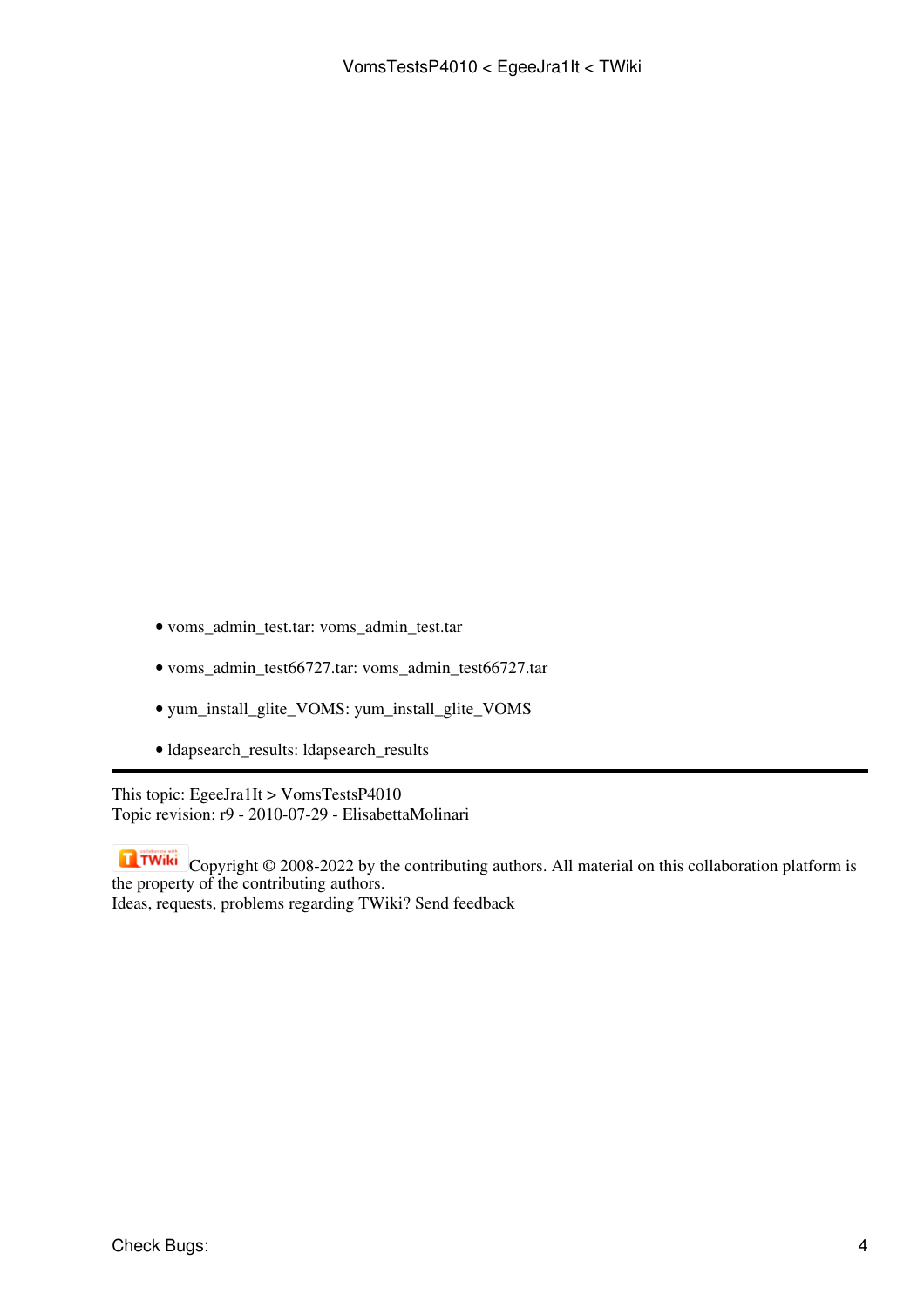- voms_admin_test.tar: voms_admin_test.tar
- voms_admin_test66727.tar: voms_admin_test66727.tar
- yum_install_glite_VOMS: yum_install_glite_VOMS
- ldapsearch_results: ldapsearch_results

---

This topic: EgeeJra1It > VomsTestsP4010
Topic revision: r9 - 2010-07-29 - ElisabettaMolinari

Copyright © 2008-2022 by the contributing authors. All material on this collaboration platform is the property of the contributing authors.
Ideas, requests, problems regarding TWiki? Send feedback